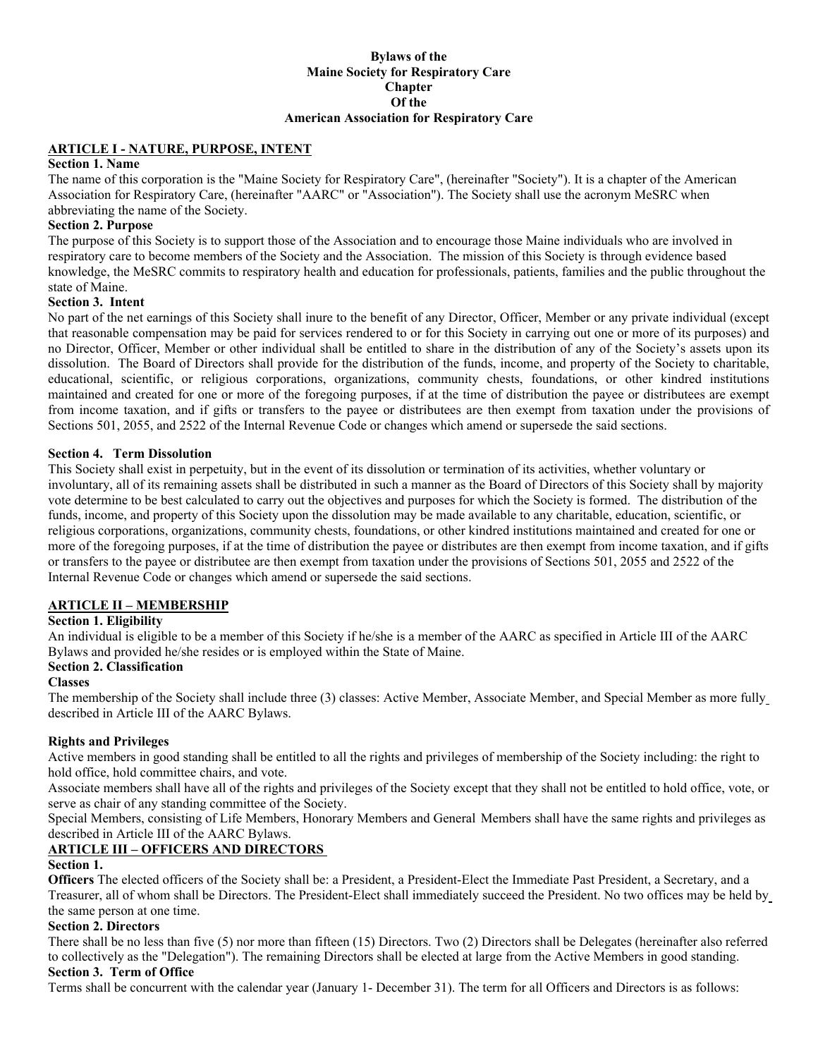**Bylaws of the**
**Maine Society for Respiratory Care**
**Chapter**
**Of the**
**American Association for Respiratory Care**

## ARTICLE I - NATURE, PURPOSE, INTENT

### Section 1. Name

The name of this corporation is the "Maine Society for Respiratory Care", (hereinafter "Society"). It is a chapter of the American Association for Respiratory Care, (hereinafter "AARC" or "Association"). The Society shall use the acronym MeSRC when abbreviating the name of the Society.

### Section 2. Purpose

The purpose of this Society is to support those of the Association and to encourage those Maine individuals who are involved in respiratory care to become members of the Society and the Association. The mission of this Society is through evidence based knowledge, the MeSRC commits to respiratory health and education for professionals, patients, families and the public throughout the state of Maine.

### Section 3. Intent

No part of the net earnings of this Society shall inure to the benefit of any Director, Officer, Member or any private individual (except that reasonable compensation may be paid for services rendered to or for this Society in carrying out one or more of its purposes) and no Director, Officer, Member or other individual shall be entitled to share in the distribution of any of the Society's assets upon its dissolution. The Board of Directors shall provide for the distribution of the funds, income, and property of the Society to charitable, educational, scientific, or religious corporations, organizations, community chests, foundations, or other kindred institutions maintained and created for one or more of the foregoing purposes, if at the time of distribution the payee or distributees are exempt from income taxation, and if gifts or transfers to the payee or distributees are then exempt from taxation under the provisions of Sections 501, 2055, and 2522 of the Internal Revenue Code or changes which amend or supersede the said sections.

### Section 4. Term Dissolution

This Society shall exist in perpetuity, but in the event of its dissolution or termination of its activities, whether voluntary or involuntary, all of its remaining assets shall be distributed in such a manner as the Board of Directors of this Society shall by majority vote determine to be best calculated to carry out the objectives and purposes for which the Society is formed. The distribution of the funds, income, and property of this Society upon the dissolution may be made available to any charitable, education, scientific, or religious corporations, organizations, community chests, foundations, or other kindred institutions maintained and created for one or more of the foregoing purposes, if at the time of distribution the payee or distributes are then exempt from income taxation, and if gifts or transfers to the payee or distributee are then exempt from taxation under the provisions of Sections 501, 2055 and 2522 of the Internal Revenue Code or changes which amend or supersede the said sections.

## ARTICLE II – MEMBERSHIP

### Section 1. Eligibility

An individual is eligible to be a member of this Society if he/she is a member of the AARC as specified in Article III of the AARC Bylaws and provided he/she resides or is employed within the State of Maine.

### Section 2. Classification

**Classes**

The membership of the Society shall include three (3) classes: Active Member, Associate Member, and Special Member as more fully described in Article III of the AARC Bylaws.

**Rights and Privileges**

Active members in good standing shall be entitled to all the rights and privileges of membership of the Society including: the right to hold office, hold committee chairs, and vote.

Associate members shall have all of the rights and privileges of the Society except that they shall not be entitled to hold office, vote, or serve as chair of any standing committee of the Society.

Special Members, consisting of Life Members, Honorary Members and General Members shall have the same rights and privileges as described in Article III of the AARC Bylaws.

## ARTICLE III – OFFICERS AND DIRECTORS

### Section 1.

**Officers** The elected officers of the Society shall be: a President, a President-Elect the Immediate Past President, a Secretary, and a Treasurer, all of whom shall be Directors. The President-Elect shall immediately succeed the President. No two offices may be held by the same person at one time.

### Section 2. Directors

There shall be no less than five (5) nor more than fifteen (15) Directors. Two (2) Directors shall be Delegates (hereinafter also referred to collectively as the "Delegation"). The remaining Directors shall be elected at large from the Active Members in good standing.

### Section 3. Term of Office

Terms shall be concurrent with the calendar year (January 1- December 31). The term for all Officers and Directors is as follows: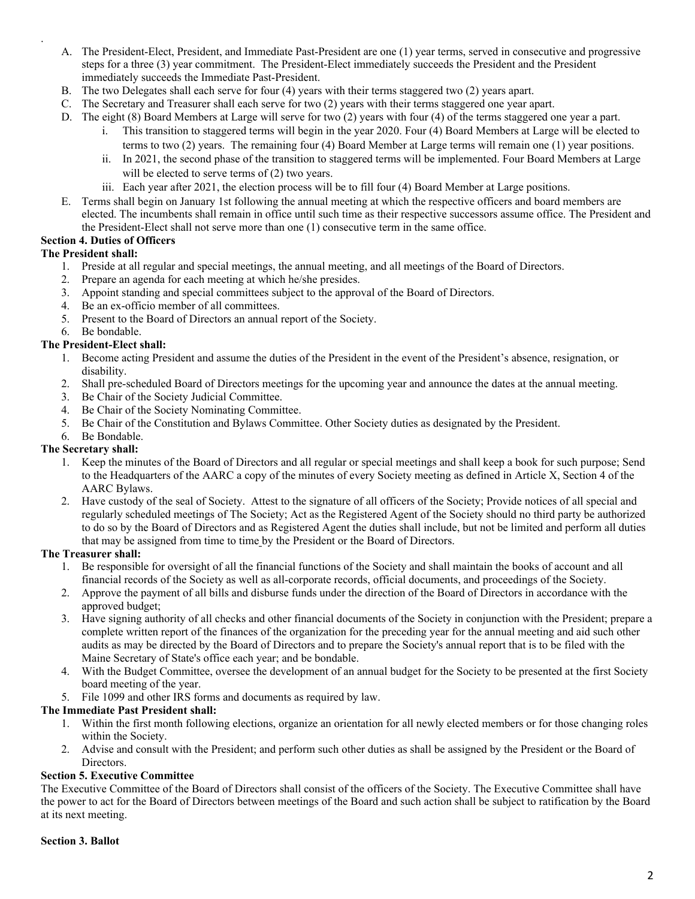A. The President-Elect, President, and Immediate Past-President are one (1) year terms, served in consecutive and progressive steps for a three (3) year commitment. The President-Elect immediately succeeds the President and the President immediately succeeds the Immediate Past-President.
B. The two Delegates shall each serve for four (4) years with their terms staggered two (2) years apart.
C. The Secretary and Treasurer shall each serve for two (2) years with their terms staggered one year apart.
D. The eight (8) Board Members at Large will serve for two (2) years with four (4) of the terms staggered one year a part.
    i. This transition to staggered terms will begin in the year 2020. Four (4) Board Members at Large will be elected to terms to two (2) years. The remaining four (4) Board Member at Large terms will remain one (1) year positions.
    ii. In 2021, the second phase of the transition to staggered terms will be implemented. Four Board Members at Large will be elected to serve terms of (2) two years.
    iii. Each year after 2021, the election process will be to fill four (4) Board Member at Large positions.
E. Terms shall begin on January 1st following the annual meeting at which the respective officers and board members are elected. The incumbents shall remain in office until such time as their respective successors assume office. The President and the President-Elect shall not serve more than one (1) consecutive term in the same office.

**Section 4. Duties of Officers**

**The President shall:**

1. Preside at all regular and special meetings, the annual meeting, and all meetings of the Board of Directors.
2. Prepare an agenda for each meeting at which he/she presides.
3. Appoint standing and special committees subject to the approval of the Board of Directors.
4. Be an ex-officio member of all committees.
5. Present to the Board of Directors an annual report of the Society.
6. Be bondable.

**The President-Elect shall:**

1. Become acting President and assume the duties of the President in the event of the President's absence, resignation, or disability.
2. Shall pre-scheduled Board of Directors meetings for the upcoming year and announce the dates at the annual meeting.
3. Be Chair of the Society Judicial Committee.
4. Be Chair of the Society Nominating Committee.
5. Be Chair of the Constitution and Bylaws Committee. Other Society duties as designated by the President.
6. Be Bondable.

**The Secretary shall:**

1. Keep the minutes of the Board of Directors and all regular or special meetings and shall keep a book for such purpose; Send to the Headquarters of the AARC a copy of the minutes of every Society meeting as defined in Article X, Section 4 of the AARC Bylaws.
2. Have custody of the seal of Society. Attest to the signature of all officers of the Society; Provide notices of all special and regularly scheduled meetings of The Society; Act as the Registered Agent of the Society should no third party be authorized to do so by the Board of Directors and as Registered Agent the duties shall include, but not be limited and perform all duties that may be assigned from time to time by the President or the Board of Directors.

**The Treasurer shall:**

1. Be responsible for oversight of all the financial functions of the Society and shall maintain the books of account and all financial records of the Society as well as all-corporate records, official documents, and proceedings of the Society.
2. Approve the payment of all bills and disburse funds under the direction of the Board of Directors in accordance with the approved budget;
3. Have signing authority of all checks and other financial documents of the Society in conjunction with the President; prepare a complete written report of the finances of the organization for the preceding year for the annual meeting and aid such other audits as may be directed by the Board of Directors and to prepare the Society's annual report that is to be filed with the Maine Secretary of State's office each year; and be bondable.
4. With the Budget Committee, oversee the development of an annual budget for the Society to be presented at the first Society board meeting of the year.
5. File 1099 and other IRS forms and documents as required by law.

**The Immediate Past President shall:**

1. Within the first month following elections, organize an orientation for all newly elected members or for those changing roles within the Society.
2. Advise and consult with the President; and perform such other duties as shall be assigned by the President or the Board of Directors.

**Section 5. Executive Committee**

The Executive Committee of the Board of Directors shall consist of the officers of the Society. The Executive Committee shall have the power to act for the Board of Directors between meetings of the Board and such action shall be subject to ratification by the Board at its next meeting.

**Section 3. Ballot**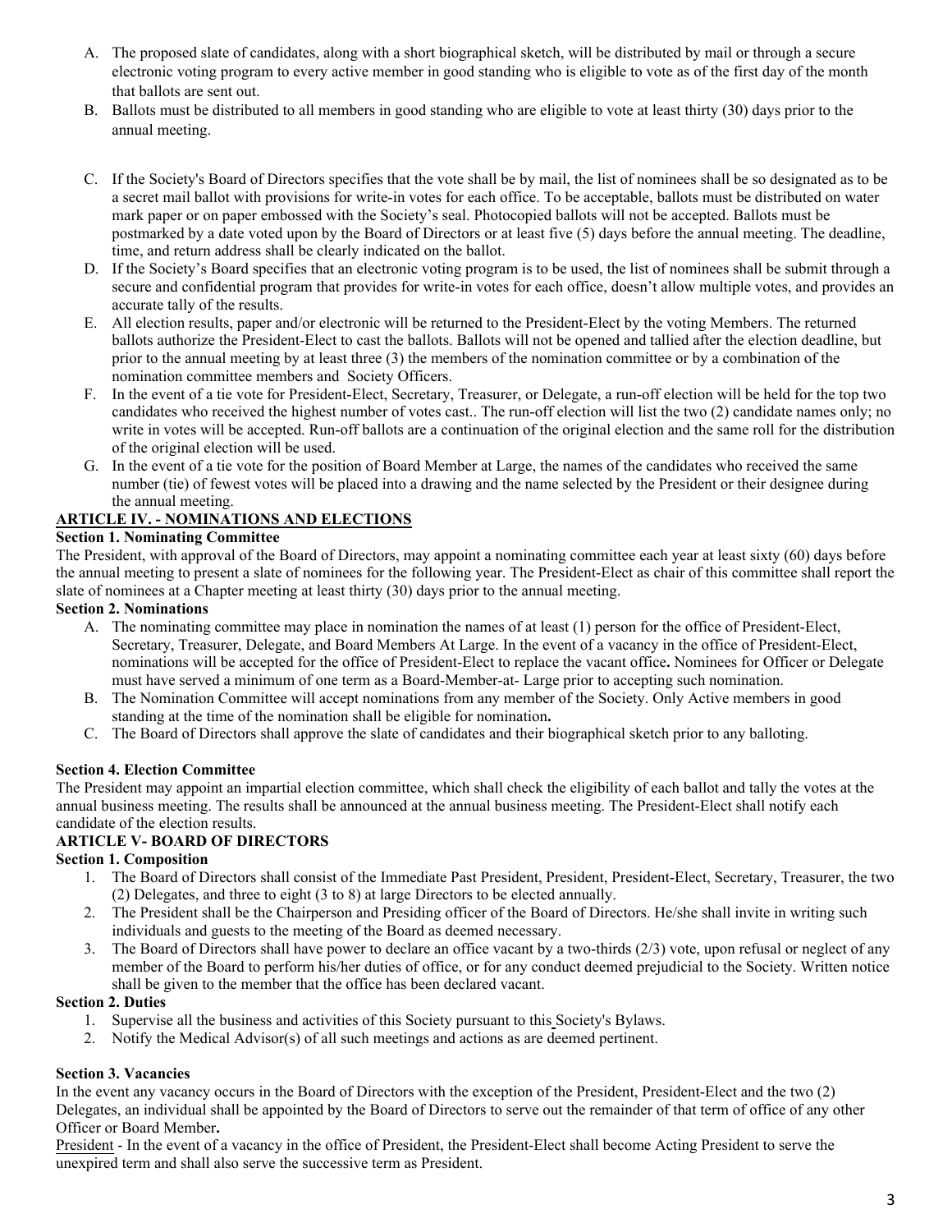A. The proposed slate of candidates, along with a short biographical sketch, will be distributed by mail or through a secure electronic voting program to every active member in good standing who is eligible to vote as of the first day of the month that ballots are sent out.
B. Ballots must be distributed to all members in good standing who are eligible to vote at least thirty (30) days prior to the annual meeting.
C. If the Society's Board of Directors specifies that the vote shall be by mail, the list of nominees shall be so designated as to be a secret mail ballot with provisions for write-in votes for each office. To be acceptable, ballots must be distributed on water mark paper or on paper embossed with the Society's seal. Photocopied ballots will not be accepted. Ballots must be postmarked by a date voted upon by the Board of Directors or at least five (5) days before the annual meeting. The deadline, time, and return address shall be clearly indicated on the ballot.
D. If the Society's Board specifies that an electronic voting program is to be used, the list of nominees shall be submit through a secure and confidential program that provides for write-in votes for each office, doesn't allow multiple votes, and provides an accurate tally of the results.
E. All election results, paper and/or electronic will be returned to the President-Elect by the voting Members. The returned ballots authorize the President-Elect to cast the ballots. Ballots will not be opened and tallied after the election deadline, but prior to the annual meeting by at least three (3) the members of the nomination committee or by a combination of the nomination committee members and Society Officers.
F. In the event of a tie vote for President-Elect, Secretary, Treasurer, or Delegate, a run-off election will be held for the top two candidates who received the highest number of votes cast.. The run-off election will list the two (2) candidate names only; no write in votes will be accepted. Run-off ballots are a continuation of the original election and the same roll for the distribution of the original election will be used.
G. In the event of a tie vote for the position of Board Member at Large, the names of the candidates who received the same number (tie) of fewest votes will be placed into a drawing and the name selected by the President or their designee during the annual meeting.

## ARTICLE IV. - NOMINATIONS AND ELECTIONS

**Section 1. Nominating Committee**

The President, with approval of the Board of Directors, may appoint a nominating committee each year at least sixty (60) days before the annual meeting to present a slate of nominees for the following year. The President-Elect as chair of this committee shall report the slate of nominees at a Chapter meeting at least thirty (30) days prior to the annual meeting.

**Section 2. Nominations**

A. The nominating committee may place in nomination the names of at least (1) person for the office of President-Elect, Secretary, Treasurer, Delegate, and Board Members At Large. In the event of a vacancy in the office of President-Elect, nominations will be accepted for the office of President-Elect to replace the vacant office**.** Nominees for Officer or Delegate must have served a minimum of one term as a Board-Member-at- Large prior to accepting such nomination.
B. The Nomination Committee will accept nominations from any member of the Society. Only Active members in good standing at the time of the nomination shall be eligible for nomination**.**
C. The Board of Directors shall approve the slate of candidates and their biographical sketch prior to any balloting.

**Section 4. Election Committee**

The President may appoint an impartial election committee, which shall check the eligibility of each ballot and tally the votes at the annual business meeting. The results shall be announced at the annual business meeting. The President-Elect shall notify each candidate of the election results.

## ARTICLE V- BOARD OF DIRECTORS

**Section 1. Composition**

1. The Board of Directors shall consist of the Immediate Past President, President, President-Elect, Secretary, Treasurer, the two (2) Delegates, and three to eight (3 to 8) at large Directors to be elected annually.
2. The President shall be the Chairperson and Presiding officer of the Board of Directors. He/she shall invite in writing such individuals and guests to the meeting of the Board as deemed necessary.
3. The Board of Directors shall have power to declare an office vacant by a two-thirds (2/3) vote, upon refusal or neglect of any member of the Board to perform his/her duties of office, or for any conduct deemed prejudicial to the Society. Written notice shall be given to the member that the office has been declared vacant.

**Section 2. Duties**

1. Supervise all the business and activities of this Society pursuant to this Society's Bylaws.
2. Notify the Medical Advisor(s) of all such meetings and actions as are deemed pertinent.

**Section 3. Vacancies**

In the event any vacancy occurs in the Board of Directors with the exception of the President, President-Elect and the two (2) Delegates, an individual shall be appointed by the Board of Directors to serve out the remainder of that term of office of any other Officer or Board Member**.**

President - In the event of a vacancy in the office of President, the President-Elect shall become Acting President to serve the unexpired term and shall also serve the successive term as President.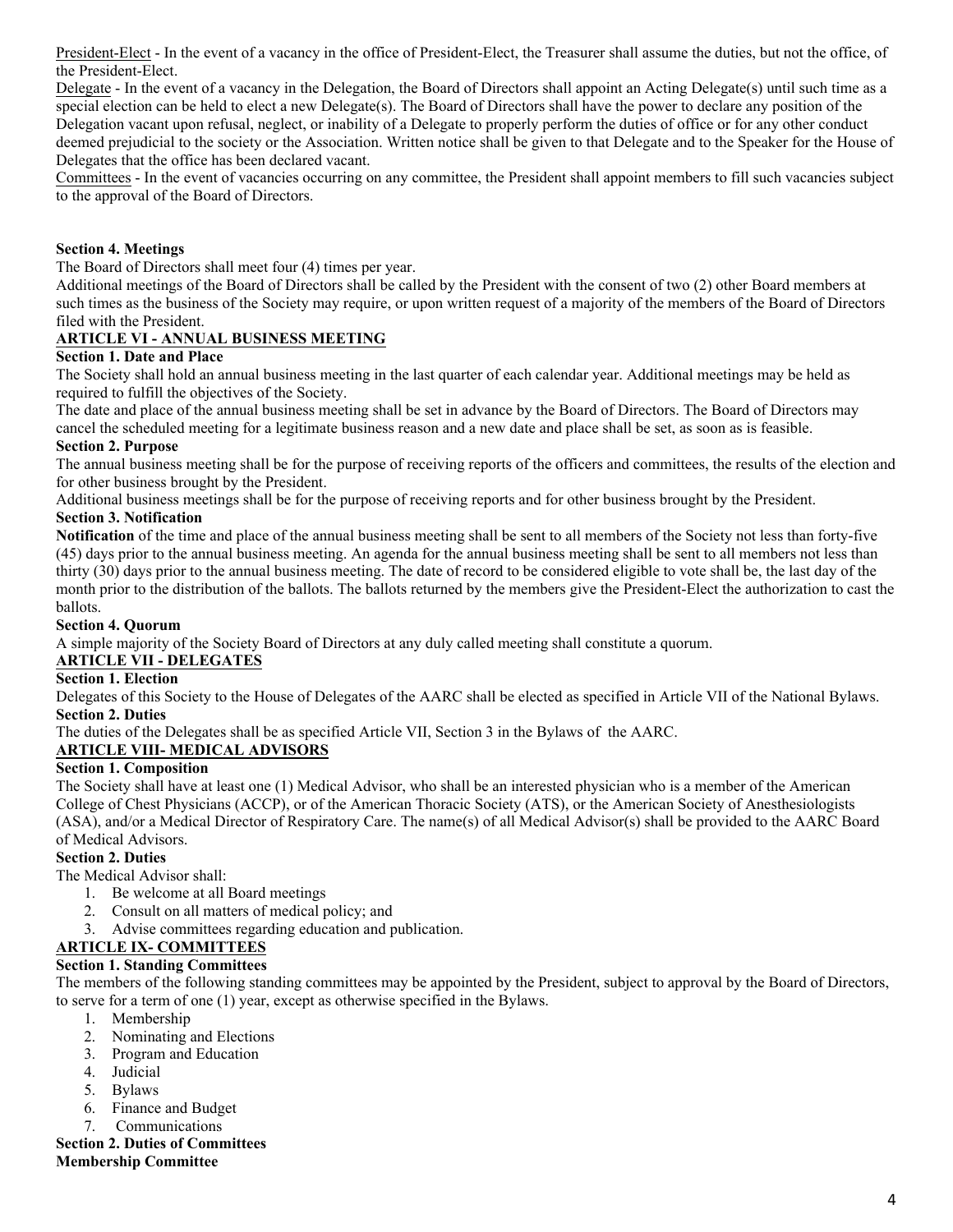President-Elect - In the event of a vacancy in the office of President-Elect, the Treasurer shall assume the duties, but not the office, of the President-Elect.

Delegate - In the event of a vacancy in the Delegation, the Board of Directors shall appoint an Acting Delegate(s) until such time as a special election can be held to elect a new Delegate(s). The Board of Directors shall have the power to declare any position of the Delegation vacant upon refusal, neglect, or inability of a Delegate to properly perform the duties of office or for any other conduct deemed prejudicial to the society or the Association. Written notice shall be given to that Delegate and to the Speaker for the House of Delegates that the office has been declared vacant.

Committees - In the event of vacancies occurring on any committee, the President shall appoint members to fill such vacancies subject to the approval of the Board of Directors.

**Section 4. Meetings**

The Board of Directors shall meet four (4) times per year.

Additional meetings of the Board of Directors shall be called by the President with the consent of two (2) other Board members at such times as the business of the Society may require, or upon written request of a majority of the members of the Board of Directors filed with the President.

## ARTICLE VI - ANNUAL BUSINESS MEETING

**Section 1. Date and Place**

The Society shall hold an annual business meeting in the last quarter of each calendar year. Additional meetings may be held as required to fulfill the objectives of the Society.

The date and place of the annual business meeting shall be set in advance by the Board of Directors. The Board of Directors may cancel the scheduled meeting for a legitimate business reason and a new date and place shall be set, as soon as is feasible.

**Section 2. Purpose**

The annual business meeting shall be for the purpose of receiving reports of the officers and committees, the results of the election and for other business brought by the President.

Additional business meetings shall be for the purpose of receiving reports and for other business brought by the President.

**Section 3. Notification**

**Notification** of the time and place of the annual business meeting shall be sent to all members of the Society not less than forty-five (45) days prior to the annual business meeting. An agenda for the annual business meeting shall be sent to all members not less than thirty (30) days prior to the annual business meeting. The date of record to be considered eligible to vote shall be, the last day of the month prior to the distribution of the ballots. The ballots returned by the members give the President-Elect the authorization to cast the ballots.

**Section 4. Quorum**

A simple majority of the Society Board of Directors at any duly called meeting shall constitute a quorum.

## ARTICLE VII - DELEGATES

**Section 1. Election**

Delegates of this Society to the House of Delegates of the AARC shall be elected as specified in Article VII of the National Bylaws.

**Section 2. Duties**

The duties of the Delegates shall be as specified Article VII, Section 3 in the Bylaws of the AARC.

## ARTICLE VIII- MEDICAL ADVISORS

**Section 1. Composition**

The Society shall have at least one (1) Medical Advisor, who shall be an interested physician who is a member of the American College of Chest Physicians (ACCP), or of the American Thoracic Society (ATS), or the American Society of Anesthesiologists (ASA), and/or a Medical Director of Respiratory Care. The name(s) of all Medical Advisor(s) shall be provided to the AARC Board of Medical Advisors.

**Section 2. Duties**

The Medical Advisor shall:

1. Be welcome at all Board meetings
2. Consult on all matters of medical policy; and
3. Advise committees regarding education and publication.

## ARTICLE IX- COMMITTEES

**Section 1. Standing Committees**

The members of the following standing committees may be appointed by the President, subject to approval by the Board of Directors, to serve for a term of one (1) year, except as otherwise specified in the Bylaws.

1. Membership
2. Nominating and Elections
3. Program and Education
4. Judicial
5. Bylaws
6. Finance and Budget
7. Communications

**Section 2. Duties of Committees**

**Membership Committee**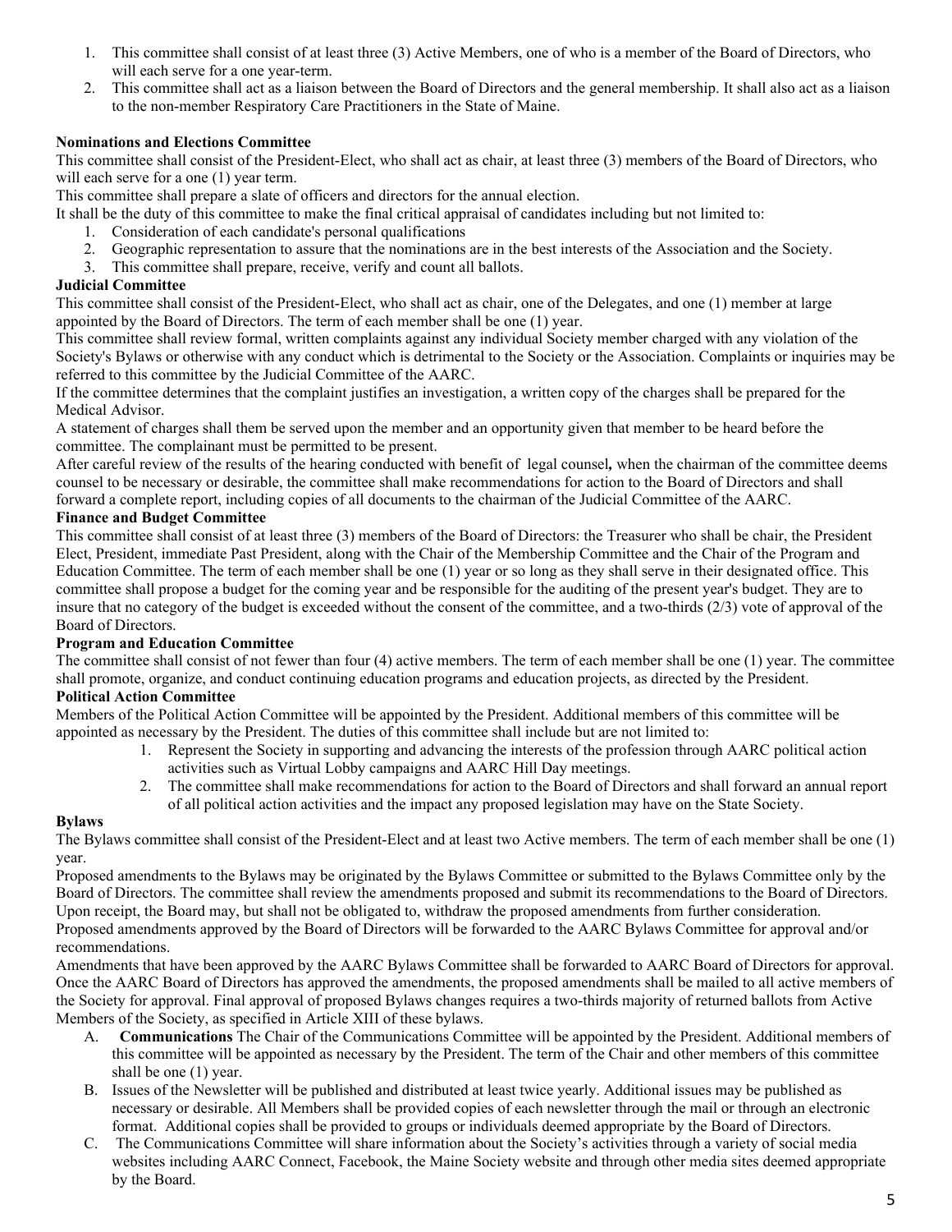1. This committee shall consist of at least three (3) Active Members, one of who is a member of the Board of Directors, who will each serve for a one year-term.
2. This committee shall act as a liaison between the Board of Directors and the general membership. It shall also act as a liaison to the non-member Respiratory Care Practitioners in the State of Maine.

**Nominations and Elections Committee**

This committee shall consist of the President-Elect, who shall act as chair, at least three (3) members of the Board of Directors, who will each serve for a one (1) year term.

This committee shall prepare a slate of officers and directors for the annual election.

It shall be the duty of this committee to make the final critical appraisal of candidates including but not limited to:

1. Consideration of each candidate's personal qualifications
2. Geographic representation to assure that the nominations are in the best interests of the Association and the Society.
3. This committee shall prepare, receive, verify and count all ballots.

**Judicial Committee**

This committee shall consist of the President-Elect, who shall act as chair, one of the Delegates, and one (1) member at large appointed by the Board of Directors. The term of each member shall be one (1) year.

This committee shall review formal, written complaints against any individual Society member charged with any violation of the Society's Bylaws or otherwise with any conduct which is detrimental to the Society or the Association. Complaints or inquiries may be referred to this committee by the Judicial Committee of the AARC.

If the committee determines that the complaint justifies an investigation, a written copy of the charges shall be prepared for the Medical Advisor.

A statement of charges shall them be served upon the member and an opportunity given that member to be heard before the committee. The complainant must be permitted to be present.

After careful review of the results of the hearing conducted with benefit of legal counsel**,** when the chairman of the committee deems counsel to be necessary or desirable, the committee shall make recommendations for action to the Board of Directors and shall forward a complete report, including copies of all documents to the chairman of the Judicial Committee of the AARC.

**Finance and Budget Committee**

This committee shall consist of at least three (3) members of the Board of Directors: the Treasurer who shall be chair, the President Elect, President, immediate Past President, along with the Chair of the Membership Committee and the Chair of the Program and Education Committee. The term of each member shall be one (1) year or so long as they shall serve in their designated office. This committee shall propose a budget for the coming year and be responsible for the auditing of the present year's budget. They are to insure that no category of the budget is exceeded without the consent of the committee, and a two-thirds (2/3) vote of approval of the Board of Directors.

**Program and Education Committee**

The committee shall consist of not fewer than four (4) active members. The term of each member shall be one (1) year. The committee shall promote, organize, and conduct continuing education programs and education projects, as directed by the President.

**Political Action Committee**

Members of the Political Action Committee will be appointed by the President. Additional members of this committee will be appointed as necessary by the President. The duties of this committee shall include but are not limited to:

1. Represent the Society in supporting and advancing the interests of the profession through AARC political action activities such as Virtual Lobby campaigns and AARC Hill Day meetings.
2. The committee shall make recommendations for action to the Board of Directors and shall forward an annual report of all political action activities and the impact any proposed legislation may have on the State Society.

**Bylaws**

The Bylaws committee shall consist of the President-Elect and at least two Active members. The term of each member shall be one (1) year.

Proposed amendments to the Bylaws may be originated by the Bylaws Committee or submitted to the Bylaws Committee only by the Board of Directors. The committee shall review the amendments proposed and submit its recommendations to the Board of Directors. Upon receipt, the Board may, but shall not be obligated to, withdraw the proposed amendments from further consideration.

Proposed amendments approved by the Board of Directors will be forwarded to the AARC Bylaws Committee for approval and/or recommendations.

Amendments that have been approved by the AARC Bylaws Committee shall be forwarded to AARC Board of Directors for approval. Once the AARC Board of Directors has approved the amendments, the proposed amendments shall be mailed to all active members of the Society for approval. Final approval of proposed Bylaws changes requires a two-thirds majority of returned ballots from Active Members of the Society, as specified in Article XIII of these bylaws.

A. **Communications** The Chair of the Communications Committee will be appointed by the President. Additional members of this committee will be appointed as necessary by the President. The term of the Chair and other members of this committee shall be one (1) year.
B. Issues of the Newsletter will be published and distributed at least twice yearly. Additional issues may be published as necessary or desirable. All Members shall be provided copies of each newsletter through the mail or through an electronic format. Additional copies shall be provided to groups or individuals deemed appropriate by the Board of Directors.
C. The Communications Committee will share information about the Society's activities through a variety of social media websites including AARC Connect, Facebook, the Maine Society website and through other media sites deemed appropriate by the Board.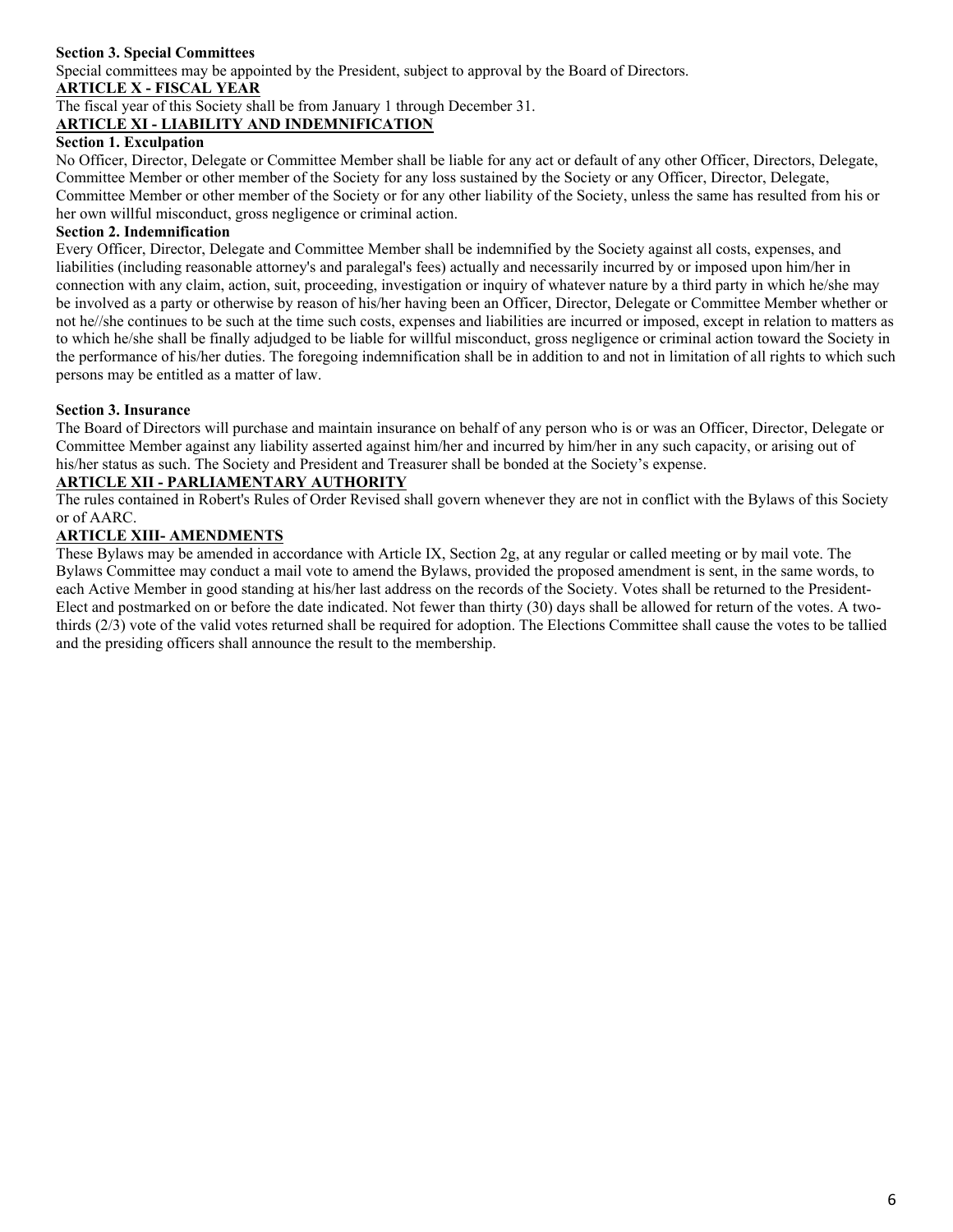**Section 3. Special Committees**

Special committees may be appointed by the President, subject to approval by the Board of Directors.

## ARTICLE X - FISCAL YEAR

The fiscal year of this Society shall be from January 1 through December 31.

## ARTICLE XI - LIABILITY AND INDEMNIFICATION

**Section 1. Exculpation**

No Officer, Director, Delegate or Committee Member shall be liable for any act or default of any other Officer, Directors, Delegate, Committee Member or other member of the Society for any loss sustained by the Society or any Officer, Director, Delegate, Committee Member or other member of the Society or for any other liability of the Society, unless the same has resulted from his or her own willful misconduct, gross negligence or criminal action.

**Section 2. Indemnification**

Every Officer, Director, Delegate and Committee Member shall be indemnified by the Society against all costs, expenses, and liabilities (including reasonable attorney's and paralegal's fees) actually and necessarily incurred by or imposed upon him/her in connection with any claim, action, suit, proceeding, investigation or inquiry of whatever nature by a third party in which he/she may be involved as a party or otherwise by reason of his/her having been an Officer, Director, Delegate or Committee Member whether or not he//she continues to be such at the time such costs, expenses and liabilities are incurred or imposed, except in relation to matters as to which he/she shall be finally adjudged to be liable for willful misconduct, gross negligence or criminal action toward the Society in the performance of his/her duties. The foregoing indemnification shall be in addition to and not in limitation of all rights to which such persons may be entitled as a matter of law.

**Section 3. Insurance**

The Board of Directors will purchase and maintain insurance on behalf of any person who is or was an Officer, Director, Delegate or Committee Member against any liability asserted against him/her and incurred by him/her in any such capacity, or arising out of his/her status as such. The Society and President and Treasurer shall be bonded at the Society's expense.

## ARTICLE XII - PARLIAMENTARY AUTHORITY

The rules contained in Robert's Rules of Order Revised shall govern whenever they are not in conflict with the Bylaws of this Society or of AARC.

## ARTICLE XIII- AMENDMENTS

These Bylaws may be amended in accordance with Article IX, Section 2g, at any regular or called meeting or by mail vote. The Bylaws Committee may conduct a mail vote to amend the Bylaws, provided the proposed amendment is sent, in the same words, to each Active Member in good standing at his/her last address on the records of the Society. Votes shall be returned to the President-Elect and postmarked on or before the date indicated. Not fewer than thirty (30) days shall be allowed for return of the votes. A two-thirds (2/3) vote of the valid votes returned shall be required for adoption. The Elections Committee shall cause the votes to be tallied and the presiding officers shall announce the result to the membership.